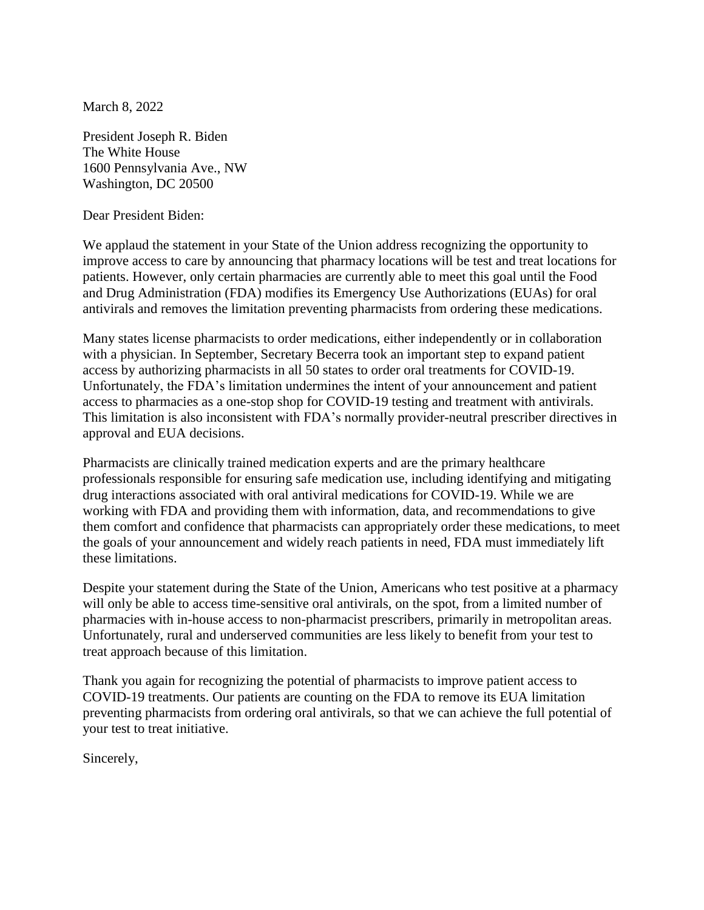March 8, 2022

President Joseph R. Biden
The White House
1600 Pennsylvania Ave., NW
Washington, DC 20500

Dear President Biden:

We applaud the statement in your State of the Union address recognizing the opportunity to improve access to care by announcing that pharmacy locations will be test and treat locations for patients. However, only certain pharmacies are currently able to meet this goal until the Food and Drug Administration (FDA) modifies its Emergency Use Authorizations (EUAs) for oral antivirals and removes the limitation preventing pharmacists from ordering these medications.

Many states license pharmacists to order medications, either independently or in collaboration with a physician. In September, Secretary Becerra took an important step to expand patient access by authorizing pharmacists in all 50 states to order oral treatments for COVID-19. Unfortunately, the FDA's limitation undermines the intent of your announcement and patient access to pharmacies as a one-stop shop for COVID-19 testing and treatment with antivirals. This limitation is also inconsistent with FDA's normally provider-neutral prescriber directives in approval and EUA decisions.

Pharmacists are clinically trained medication experts and are the primary healthcare professionals responsible for ensuring safe medication use, including identifying and mitigating drug interactions associated with oral antiviral medications for COVID-19. While we are working with FDA and providing them with information, data, and recommendations to give them comfort and confidence that pharmacists can appropriately order these medications, to meet the goals of your announcement and widely reach patients in need, FDA must immediately lift these limitations.

Despite your statement during the State of the Union, Americans who test positive at a pharmacy will only be able to access time-sensitive oral antivirals, on the spot, from a limited number of pharmacies with in-house access to non-pharmacist prescribers, primarily in metropolitan areas. Unfortunately, rural and underserved communities are less likely to benefit from your test to treat approach because of this limitation.

Thank you again for recognizing the potential of pharmacists to improve patient access to COVID-19 treatments. Our patients are counting on the FDA to remove its EUA limitation preventing pharmacists from ordering oral antivirals, so that we can achieve the full potential of your test to treat initiative.

Sincerely,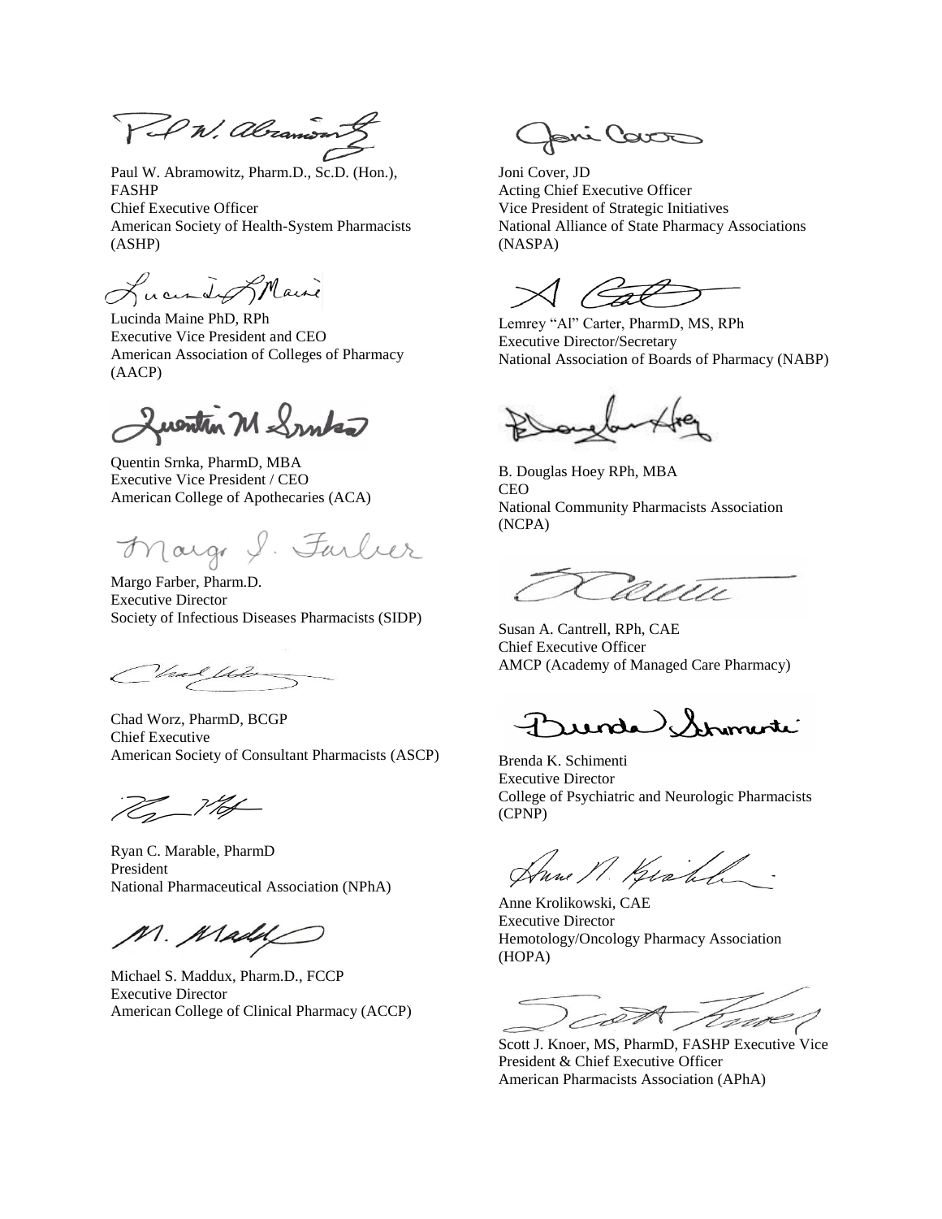Paul W. Abramowitz, Pharm.D., Sc.D. (Hon.), FASHP
Chief Executive Officer
American Society of Health-System Pharmacists (ASHP)

Lucinda Maine PhD, RPh
Executive Vice President and CEO
American Association of Colleges of Pharmacy (AACP)

Quentin Srnka, PharmD, MBA
Executive Vice President / CEO
American College of Apothecaries (ACA)

Margo Farber, Pharm.D.
Executive Director
Society of Infectious Diseases Pharmacists (SIDP)

Chad Worz, PharmD, BCGP
Chief Executive
American Society of Consultant Pharmacists (ASCP)

Ryan C. Marable, PharmD
President
National Pharmaceutical Association (NPhA)

Michael S. Maddux, Pharm.D., FCCP
Executive Director
American College of Clinical Pharmacy (ACCP)

Joni Cover, JD
Acting Chief Executive Officer
Vice President of Strategic Initiatives
National Alliance of State Pharmacy Associations (NASPA)

Lemrey "Al" Carter, PharmD, MS, RPh
Executive Director/Secretary
National Association of Boards of Pharmacy (NABP)

B. Douglas Hoey RPh, MBA
CEO
National Community Pharmacists Association (NCPA)

Susan A. Cantrell, RPh, CAE
Chief Executive Officer
AMCP (Academy of Managed Care Pharmacy)

Brenda K. Schimenti
Executive Director
College of Psychiatric and Neurologic Pharmacists (CPNP)

Anne Krolikowski, CAE
Executive Director
Hemotology/Oncology Pharmacy Association (HOPA)

Scott J. Knoer, MS, PharmD, FASHP Executive Vice President & Chief Executive Officer
American Pharmacists Association (APhA)